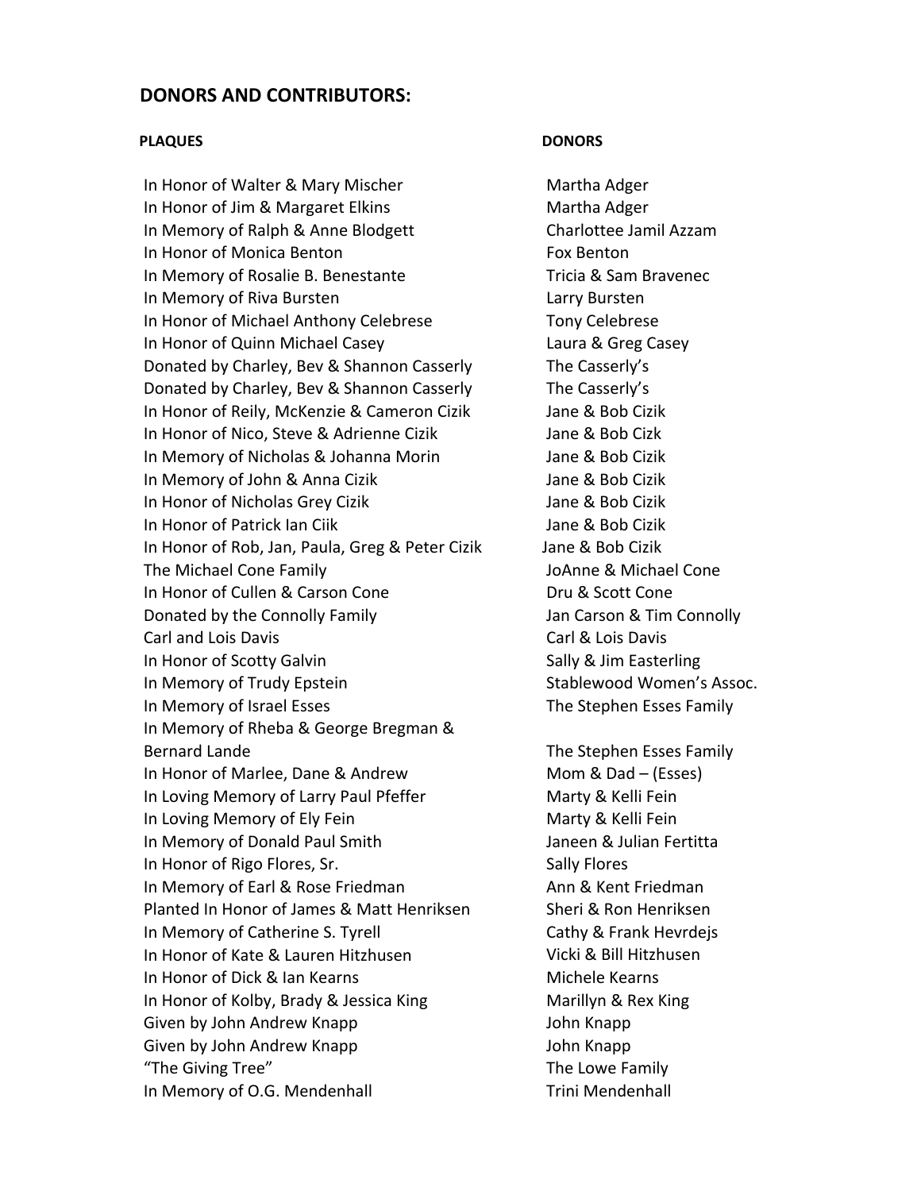## DONORS AND CONTRIBUTORS:

| PLAQUES | DONORS |
|---|---|
| In Honor of Walter & Mary Mischer | Martha Adger |
| In Honor of Jim & Margaret Elkins | Martha Adger |
| In Memory of Ralph & Anne Blodgett | Charlottee Jamil Azzam |
| In Honor of Monica Benton | Fox Benton |
| In Memory of Rosalie B. Benestante | Tricia & Sam Bravenec |
| In Memory of Riva Bursten | Larry Bursten |
| In Honor of Michael Anthony Celebrese | Tony Celebrese |
| In Honor of Quinn Michael Casey | Laura & Greg Casey |
| Donated by Charley, Bev & Shannon Casserly | The Casserly's |
| Donated by Charley, Bev & Shannon Casserly | The Casserly's |
| In Honor of Reily, McKenzie & Cameron Cizik | Jane & Bob Cizik |
| In Honor of Nico, Steve & Adrienne Cizik | Jane & Bob Cizk |
| In Memory of Nicholas & Johanna Morin | Jane & Bob Cizik |
| In Memory of John & Anna Cizik | Jane & Bob Cizik |
| In Honor of Nicholas Grey Cizik | Jane & Bob Cizik |
| In Honor of Patrick Ian Ciik | Jane & Bob Cizik |
| In Honor of Rob, Jan, Paula, Greg & Peter Cizik | Jane & Bob Cizik |
| The Michael Cone Family | JoAnne & Michael Cone |
| In Honor of Cullen & Carson Cone | Dru & Scott Cone |
| Donated by the Connolly Family | Jan Carson & Tim Connolly |
| Carl and Lois Davis | Carl & Lois Davis |
| In Honor of Scotty Galvin | Sally & Jim Easterling |
| In Memory of Trudy Epstein | Stablewood Women's Assoc. |
| In Memory of Israel Esses | The Stephen Esses Family |
| In Memory of Rheba & George Bregman & Bernard Lande | The Stephen Esses Family |
| In Honor of Marlee, Dane & Andrew | Mom & Dad – (Esses) |
| In Loving Memory of Larry Paul Pfeffer | Marty & Kelli Fein |
| In Loving Memory of Ely Fein | Marty & Kelli Fein |
| In Memory of Donald Paul Smith | Janeen & Julian Fertitta |
| In Honor of Rigo Flores, Sr. | Sally Flores |
| In Memory of Earl & Rose Friedman | Ann & Kent Friedman |
| Planted In Honor of James & Matt Henriksen | Sheri & Ron Henriksen |
| In Memory of Catherine S. Tyrell | Cathy & Frank Hevrdejs |
| In Honor of Kate & Lauren Hitzhusen | Vicki & Bill Hitzhusen |
| In Honor of Dick & Ian Kearns | Michele Kearns |
| In Honor of Kolby, Brady & Jessica King | Marillyn & Rex King |
| Given by John Andrew Knapp | John Knapp |
| Given by John Andrew Knapp | John Knapp |
| "The Giving Tree" | The Lowe Family |
| In Memory of O.G. Mendenhall | Trini Mendenhall |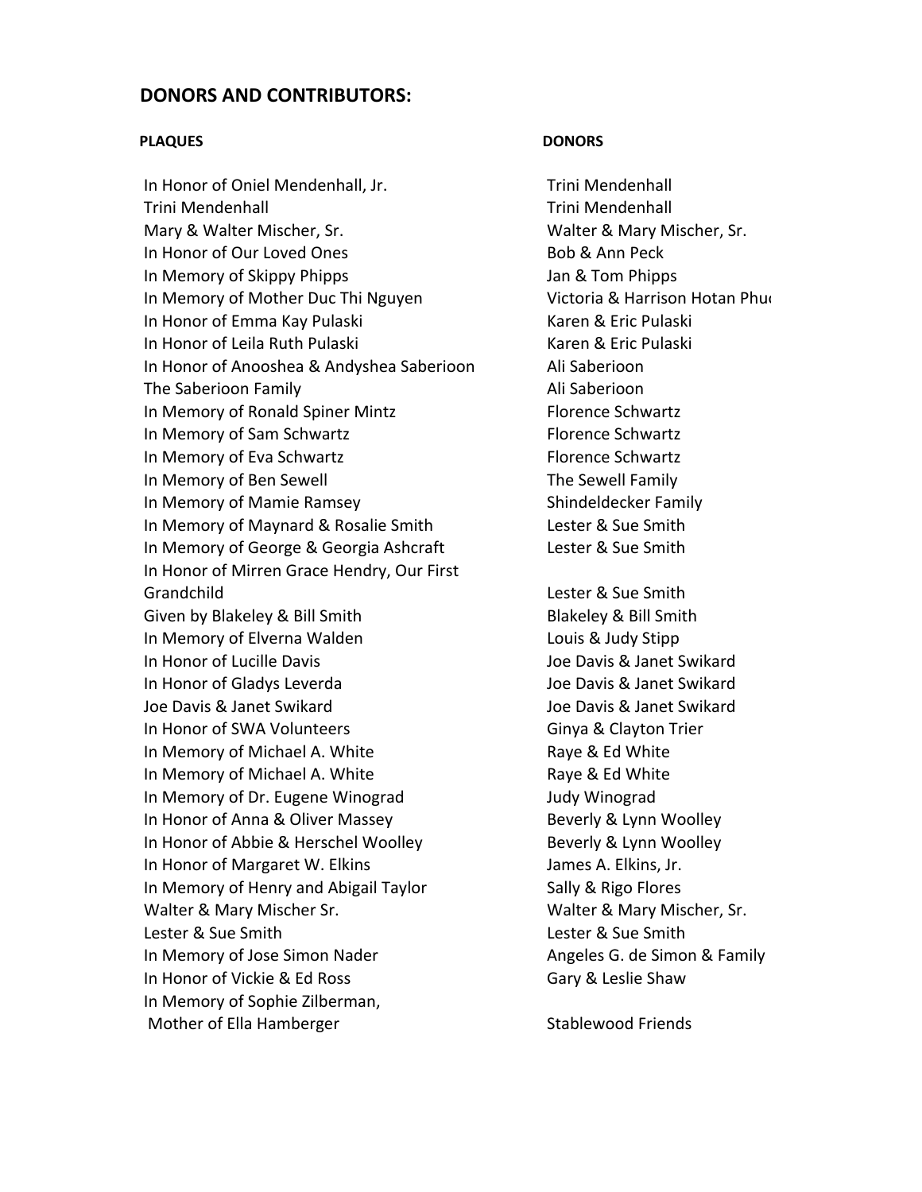## DONORS AND CONTRIBUTORS:

| PLAQUES | DONORS |
|---|---|
| In Honor of Oniel Mendenhall, Jr. | Trini Mendenhall |
| Trini Mendenhall | Trini Mendenhall |
| Mary & Walter Mischer, Sr. | Walter & Mary Mischer, Sr. |
| In Honor of Our Loved Ones | Bob & Ann Peck |
| In Memory of Skippy Phipps | Jan & Tom Phipps |
| In Memory of Mother Duc Thi Nguyen | Victoria & Harrison Hotan Phu |
| In Honor of Emma Kay Pulaski | Karen & Eric Pulaski |
| In Honor of Leila Ruth Pulaski | Karen & Eric Pulaski |
| In Honor of Anooshea & Andyshea Saberioon | Ali Saberioon |
| The Saberioon Family | Ali Saberioon |
| In Memory of Ronald Spiner Mintz | Florence Schwartz |
| In Memory of Sam Schwartz | Florence Schwartz |
| In Memory of Eva Schwartz | Florence Schwartz |
| In Memory of Ben Sewell | The Sewell Family |
| In Memory of Mamie Ramsey | Shindeldecker Family |
| In Memory of Maynard & Rosalie Smith | Lester & Sue Smith |
| In Memory of George & Georgia Ashcraft | Lester & Sue Smith |
| In Honor of Mirren Grace Hendry, Our First Grandchild | Lester & Sue Smith |
| Given by Blakeley & Bill Smith | Blakeley & Bill Smith |
| In Memory of Elverna Walden | Louis & Judy Stipp |
| In Honor of Lucille Davis | Joe Davis & Janet Swikard |
| In Honor of Gladys Leverda | Joe Davis & Janet Swikard |
| Joe Davis & Janet Swikard | Joe Davis & Janet Swikard |
| In Honor of SWA Volunteers | Ginya & Clayton Trier |
| In Memory of Michael A. White | Raye & Ed White |
| In Memory of Michael A. White | Raye & Ed White |
| In Memory of Dr. Eugene Winograd | Judy Winograd |
| In Honor of Anna & Oliver Massey | Beverly & Lynn Woolley |
| In Honor of Abbie & Herschel Woolley | Beverly & Lynn Woolley |
| In Honor of Margaret W. Elkins | James A. Elkins, Jr. |
| In Memory of Henry and Abigail Taylor | Sally & Rigo Flores |
| Walter & Mary Mischer Sr. | Walter & Mary Mischer, Sr. |
| Lester & Sue Smith | Lester & Sue Smith |
| In Memory of Jose Simon Nader | Angeles G. de Simon & Family |
| In Honor of Vickie & Ed Ross | Gary & Leslie Shaw |
| In Memory of Sophie Zilberman, Mother of Ella Hamberger | Stablewood Friends |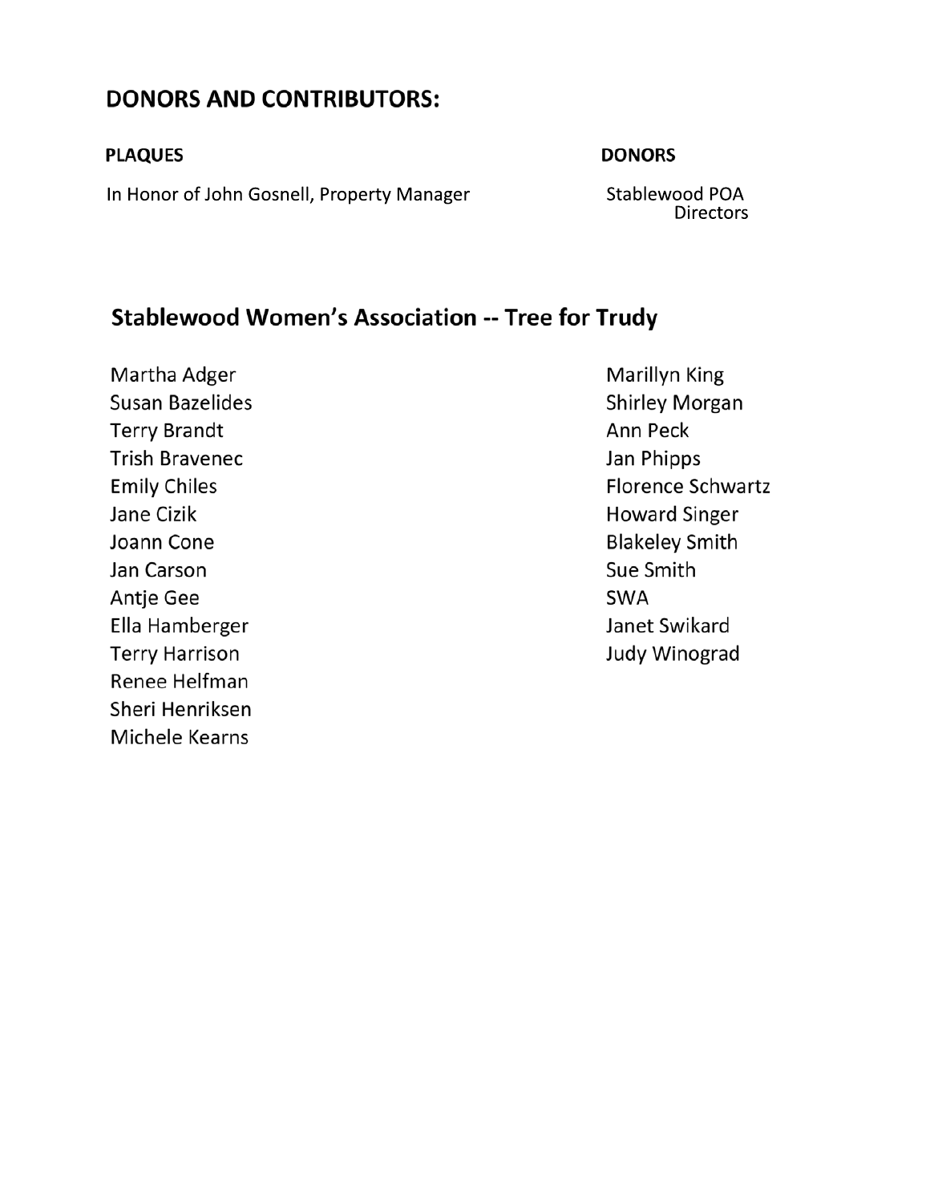## DONORS AND CONTRIBUTORS:

| PLAQUES | DONORS |
| --- | --- |
| In Honor of John Gosnell, Property Manager | Stablewood POA Directors |

## Stablewood Women's Association -- Tree for Trudy

Martha Adger
Susan Bazelides
Terry Brandt
Trish Bravenec
Emily Chiles
Jane Cizik
Joann Cone
Jan Carson
Antje Gee
Ella Hamberger
Terry Harrison
Renee Helfman
Sheri Henriksen
Michele Kearns
Marillyn King
Shirley Morgan
Ann Peck
Jan Phipps
Florence Schwartz
Howard Singer
Blakeley Smith
Sue Smith
SWA
Janet Swikard
Judy Winograd